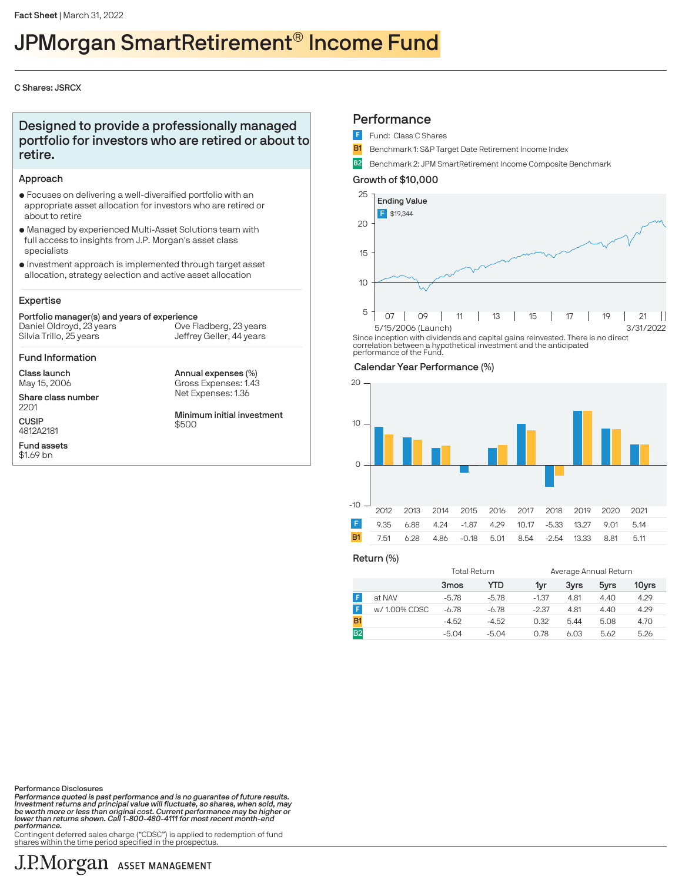Fact Sheet | March 31, 2022

# JPMorgan SmartRetirement® Income Fund

C Shares: JSRCX

## Designed to provide a professionally managed portfolio for investors who are retired or about to retire.

### Approach

- Focuses on delivering a well-diversified portfolio with an appropriate asset allocation for investors who are retired or about to retire
- Managed by experienced Multi-Asset Solutions team with full access to insights from J.P. Morgan's asset class specialists
- Investment approach is implemented through target asset allocation, strategy selection and active asset allocation

### Expertise

**Portfolio manager(s) and years of experience**

Daniel Oldroyd, 23 years
Silvia Trillo, 25 years
Ove Fladberg, 23 years
Jeffrey Geller, 44 years

### Fund Information

**Class launch**
May 15, 2006

**Share class number**
2201

**CUSIP**
4812A2181

**Fund assets**
$1.69 bn

**Annual expenses (%)**
Gross Expenses: 1.43
Net Expenses: 1.36

**Minimum initial investment**
$500

## Performance

- F Fund: Class C Shares
- B1 Benchmark 1: S&P Target Date Retirement Income Index
- B2 Benchmark 2: JPM SmartRetirement Income Composite Benchmark

### Growth of $10,000

Ending Value
F $19,344

5/15/2006 (Launch) – 3/31/2022

Since inception with dividends and capital gains reinvested. There is no direct correlation between a hypothetical investment and the anticipated performance of the Fund.

### Calendar Year Performance (%)

| | 2012 | 2013 | 2014 | 2015 | 2016 | 2017 | 2018 | 2019 | 2020 | 2021 |
|---|---|---|---|---|---|---|---|---|---|---|
| F | 9.35 | 6.88 | 4.24 | -1.87 | 4.29 | 10.17 | -5.33 | 13.27 | 9.01 | 5.14 |
| B1 | 7.51 | 6.28 | 4.86 | -0.18 | 5.01 | 8.54 | -2.54 | 13.33 | 8.81 | 5.11 |

### Return (%)

| | | Total Return | | Average Annual Return | | | |
|---|---|---|---|---|---|---|---|
| | | 3mos | YTD | 1yr | 3yrs | 5yrs | 10yrs |
| F | at NAV | -5.78 | -5.78 | -1.37 | 4.81 | 4.40 | 4.29 |
| F | w/ 1.00% CDSC | -6.78 | -6.78 | -2.37 | 4.81 | 4.40 | 4.29 |
| B1 | | -4.52 | -4.52 | 0.32 | 5.44 | 5.08 | 4.70 |
| B2 | | -5.04 | -5.04 | 0.78 | 6.03 | 5.62 | 5.26 |

**Performance Disclosures**

*Performance quoted is past performance and is no guarantee of future results. Investment returns and principal value will fluctuate, so shares, when sold, may be worth more or less than original cost. Current performance may be higher or lower than returns shown. Call 1-800-480-4111 for most recent month-end performance.*

Contingent deferred sales charge ("CDSC") is applied to redemption of fund shares within the time period specified in the prospectus.

J.P.Morgan ASSET MANAGEMENT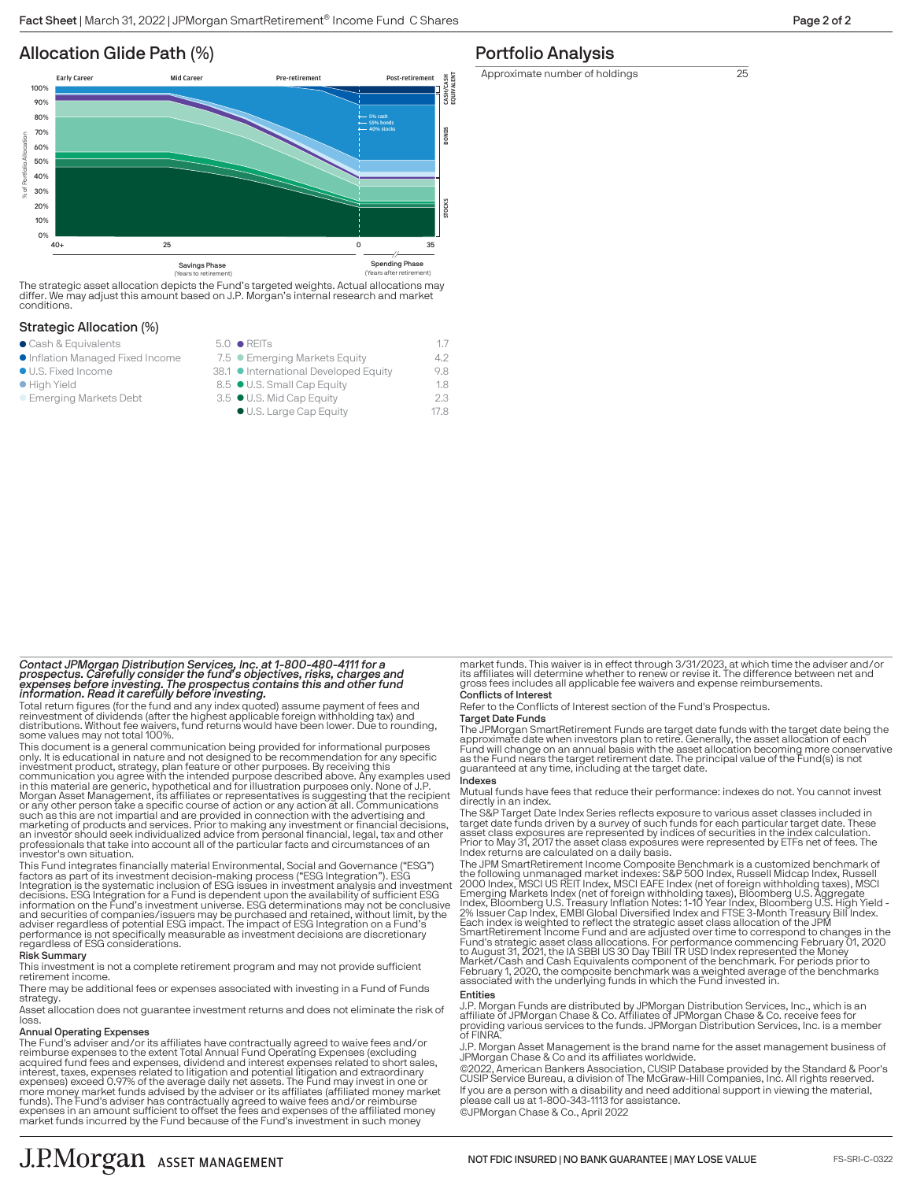## Allocation Glide Path (%)

Early Career
Mid Career
Pre-retirement
Post-retirement

100%
90%
80%
70%
60%
50%
40%
30%
20%
10%
0%

% of Portfolio Allocation

5% cash
55% bonds
40% stocks

CASH/CASH EQUIVALENT
BONDS
STOCKS

40+
25
0
35

Savings Phase
(Years to retirement)

Spending Phase
(Years after retirement)

The strategic asset allocation depicts the Fund's targeted weights. Actual allocations may differ. We may adjust this amount based on J.P. Morgan's internal research and market conditions.

## Strategic Allocation (%)

| | | | |
|---|---|---|---|
| Cash & Equivalents | 5.0 | REITs | 1.7 |
| Inflation Managed Fixed Income | 7.5 | Emerging Markets Equity | 4.2 |
| U.S. Fixed Income | 38.1 | International Developed Equity | 9.8 |
| High Yield | 8.5 | U.S. Small Cap Equity | 1.8 |
| Emerging Markets Debt | 3.5 | U.S. Mid Cap Equity | 2.3 |
| | | U.S. Large Cap Equity | 17.8 |

## Portfolio Analysis

| | |
|---|---|
| Approximate number of holdings | 25 |

***Contact JPMorgan Distribution Services, Inc. at 1-800-480-4111 for a prospectus. Carefully consider the fund's objectives, risks, charges and expenses before investing. The prospectus contains this and other fund information. Read it carefully before investing.***

Total return figures (for the fund and any index quoted) assume payment of fees and reinvestment of dividends (after the highest applicable foreign withholding tax) and distributions. Without fee waivers, fund returns would have been lower. Due to rounding, some values may not total 100%.

This document is a general communication being provided for informational purposes only. It is educational in nature and not designed to be recommendation for any specific investment product, strategy, plan feature or other purposes. By receiving this communication you agree with the intended purpose described above. Any examples used in this material are generic, hypothetical and for illustration purposes only. None of J.P. Morgan Asset Management, its affiliates or representatives is suggesting that the recipient or any other person take a specific course of action or any action at all. Communications such as this are not impartial and are provided in connection with the advertising and marketing of products and services. Prior to making any investment or financial decisions, an investor should seek individualized advice from personal financial, legal, tax and other professionals that take into account all of the particular facts and circumstances of an investor's own situation.

This Fund integrates financially material Environmental, Social and Governance ("ESG") factors as part of its investment decision-making process ("ESG Integration"). ESG Integration is the systematic inclusion of ESG issues in investment analysis and investment decisions. ESG Integration for a Fund is dependent upon the availability of sufficient ESG information on the Fund's investment universe. ESG determinations may not be conclusive and securities of companies/issuers may be purchased and retained, without limit, by the adviser regardless of potential ESG impact. The impact of ESG Integration on a Fund's performance is not specifically measurable as investment decisions are discretionary regardless of ESG considerations.

**Risk Summary**

This investment is not a complete retirement program and may not provide sufficient retirement income.

There may be additional fees or expenses associated with investing in a Fund of Funds strategy.

Asset allocation does not guarantee investment returns and does not eliminate the risk of loss.

**Annual Operating Expenses**

The Fund's adviser and/or its affiliates have contractually agreed to waive fees and/or reimburse expenses to the extent Total Annual Fund Operating Expenses (excluding acquired fund fees and expenses, dividend and interest expenses related to short sales, interest, taxes, expenses related to litigation and potential litigation and extraordinary expenses) exceed 0.97% of the average daily net assets. The Fund may invest in one or more money market funds advised by the adviser or its affiliates (affiliated money market funds). The Fund's adviser has contractually agreed to waive fees and/or reimburse expenses in an amount sufficient to offset the fees and expenses of the affiliated money market funds incurred by the Fund because of the Fund's investment in such money market funds. This waiver is in effect through 3/31/2023, at which time the adviser and/or its affiliates will determine whether to renew or revise it. The difference between net and gross fees includes all applicable fee waivers and expense reimbursements.

**Conflicts of Interest**

Refer to the Conflicts of Interest section of the Fund's Prospectus.

**Target Date Funds**

The JPMorgan SmartRetirement Funds are target date funds with the target date being the approximate date when investors plan to retire. Generally, the asset allocation of each Fund will change on an annual basis with the asset allocation becoming more conservative as the Fund nears the target retirement date. The principal value of the Fund(s) is not guaranteed at any time, including at the target date.

**Indexes**

Mutual funds have fees that reduce their performance: indexes do not. You cannot invest directly in an index.

The S&P Target Date Index Series reflects exposure to various asset classes included in target date funds driven by a survey of such funds for each particular target date. These asset class exposures are represented by indices of securities in the index calculation. Prior to May 31, 2017 the asset class exposures were represented by ETFs net of fees. The Index returns are calculated on a daily basis.

The JPM SmartRetirement Income Composite Benchmark is a customized benchmark of the following unmanaged market indexes: S&P 500 Index, Russell Midcap Index, Russell 2000 Index, MSCI US REIT Index, MSCI EAFE Index (net of foreign withholding taxes), MSCI Emerging Markets Index (net of foreign withholding taxes), Bloomberg U.S. Aggregate Index, Bloomberg U.S. Treasury Inflation Notes: 1-10 Year Index, Bloomberg U.S. High Yield - 2% Issuer Cap Index, EMBI Global Diversified Index and FTSE 3-Month Treasury Bill Index. Each index is weighted to reflect the strategic asset class allocation of the JPM SmartRetirement Income Fund and are adjusted over time to correspond to changes in the Fund's strategic asset class allocations. For performance commencing February 01, 2020 to August 31, 2021, the IA SBBI US 30 Day TBill TR USD Index represented the Money Market/Cash and Cash Equivalents component of the benchmark. For periods prior to February 1, 2020, the composite benchmark was a weighted average of the benchmarks associated with the underlying funds in which the Fund invested in.

**Entities**

J.P. Morgan Funds are distributed by JPMorgan Distribution Services, Inc., which is an affiliate of JPMorgan Chase & Co. Affiliates of JPMorgan Chase & Co. receive fees for providing various services to the funds. JPMorgan Distribution Services, Inc. is a member of FINRA.

J.P. Morgan Asset Management is the brand name for the asset management business of JPMorgan Chase & Co and its affiliates worldwide.

©2022, American Bankers Association, CUSIP Database provided by the Standard & Poor's CUSIP Service Bureau, a division of The McGraw-Hill Companies, Inc. All rights reserved.

If you are a person with a disability and need additional support in viewing the material, please call us at 1-800-343-1113 for assistance.

©JPMorgan Chase & Co., April 2022

J.P.Morgan ASSET MANAGEMENT

NOT FDIC INSURED | NO BANK GUARANTEE | MAY LOSE VALUE

FS-SRI-C-0322